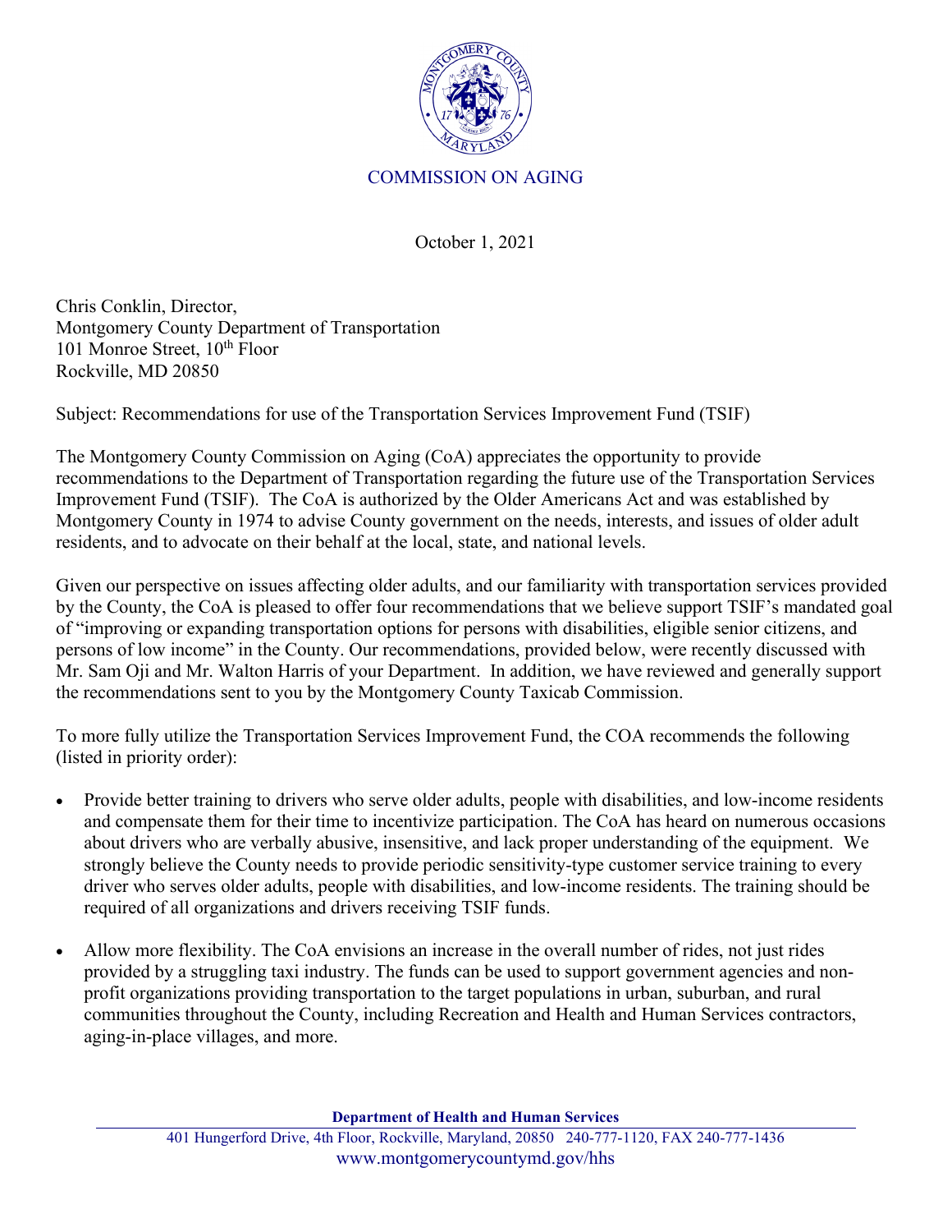COMMISSION ON AGING

October 1, 2021

Chris Conklin, Director,
Montgomery County Department of Transportation
101 Monroe Street, 10th Floor
Rockville, MD 20850

Subject: Recommendations for use of the Transportation Services Improvement Fund (TSIF)

The Montgomery County Commission on Aging (CoA) appreciates the opportunity to provide recommendations to the Department of Transportation regarding the future use of the Transportation Services Improvement Fund (TSIF). The CoA is authorized by the Older Americans Act and was established by Montgomery County in 1974 to advise County government on the needs, interests, and issues of older adult residents, and to advocate on their behalf at the local, state, and national levels.

Given our perspective on issues affecting older adults, and our familiarity with transportation services provided by the County, the CoA is pleased to offer four recommendations that we believe support TSIF's mandated goal of "improving or expanding transportation options for persons with disabilities, eligible senior citizens, and persons of low income" in the County. Our recommendations, provided below, were recently discussed with Mr. Sam Oji and Mr. Walton Harris of your Department. In addition, we have reviewed and generally support the recommendations sent to you by the Montgomery County Taxicab Commission.

To more fully utilize the Transportation Services Improvement Fund, the COA recommends the following (listed in priority order):

- Provide better training to drivers who serve older adults, people with disabilities, and low-income residents and compensate them for their time to incentivize participation. The CoA has heard on numerous occasions about drivers who are verbally abusive, insensitive, and lack proper understanding of the equipment. We strongly believe the County needs to provide periodic sensitivity-type customer service training to every driver who serves older adults, people with disabilities, and low-income residents. The training should be required of all organizations and drivers receiving TSIF funds.

- Allow more flexibility. The CoA envisions an increase in the overall number of rides, not just rides provided by a struggling taxi industry. The funds can be used to support government agencies and non-profit organizations providing transportation to the target populations in urban, suburban, and rural communities throughout the County, including Recreation and Health and Human Services contractors, aging-in-place villages, and more.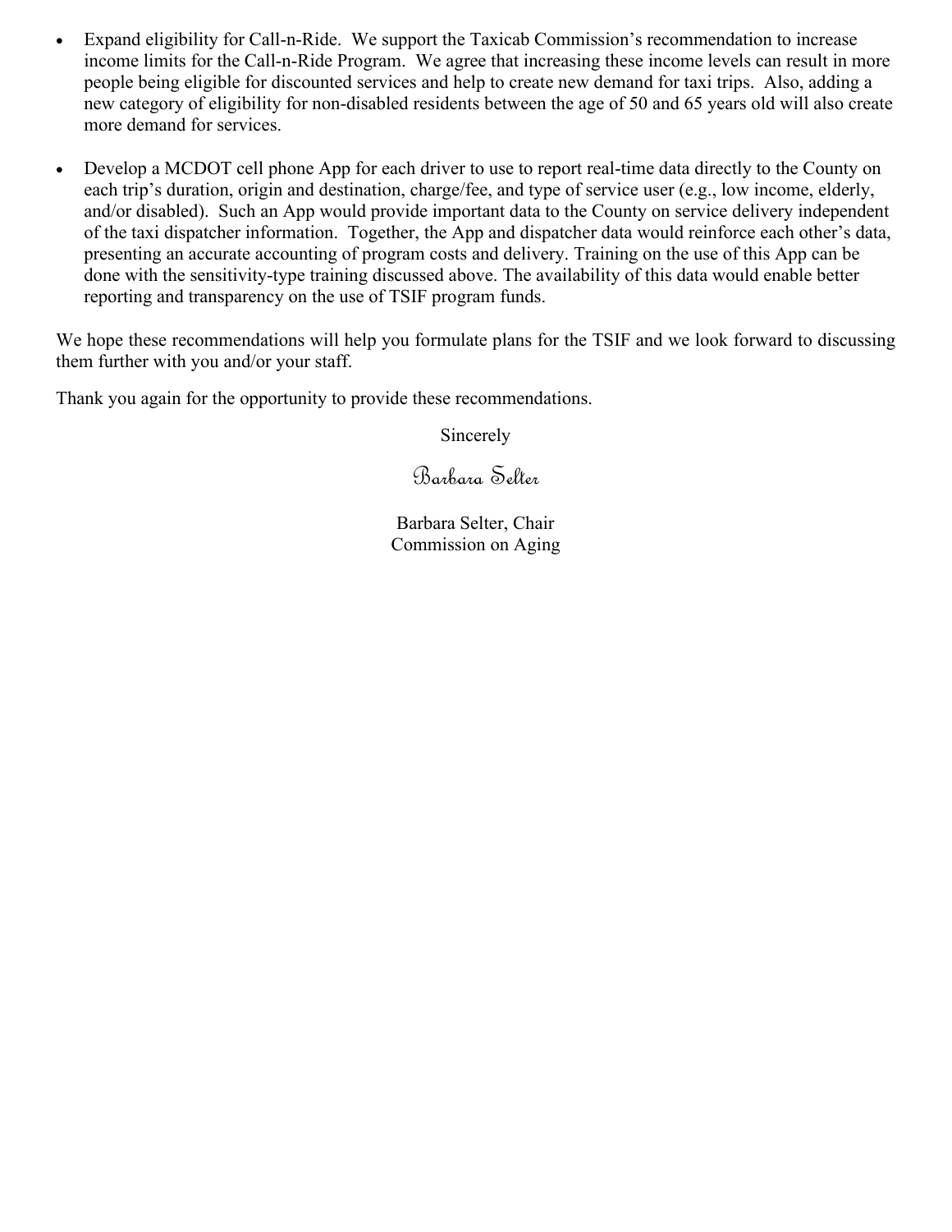- Expand eligibility for Call-n-Ride. We support the Taxicab Commission's recommendation to increase income limits for the Call-n-Ride Program. We agree that increasing these income levels can result in more people being eligible for discounted services and help to create new demand for taxi trips. Also, adding a new category of eligibility for non-disabled residents between the age of 50 and 65 years old will also create more demand for services.

- Develop a MCDOT cell phone App for each driver to use to report real-time data directly to the County on each trip's duration, origin and destination, charge/fee, and type of service user (e.g., low income, elderly, and/or disabled). Such an App would provide important data to the County on service delivery independent of the taxi dispatcher information. Together, the App and dispatcher data would reinforce each other's data, presenting an accurate accounting of program costs and delivery. Training on the use of this App can be done with the sensitivity-type training discussed above. The availability of this data would enable better reporting and transparency on the use of TSIF program funds.

We hope these recommendations will help you formulate plans for the TSIF and we look forward to discussing them further with you and/or your staff.

Thank you again for the opportunity to provide these recommendations.

Sincerely

Barbara Selter

Barbara Selter, Chair
Commission on Aging